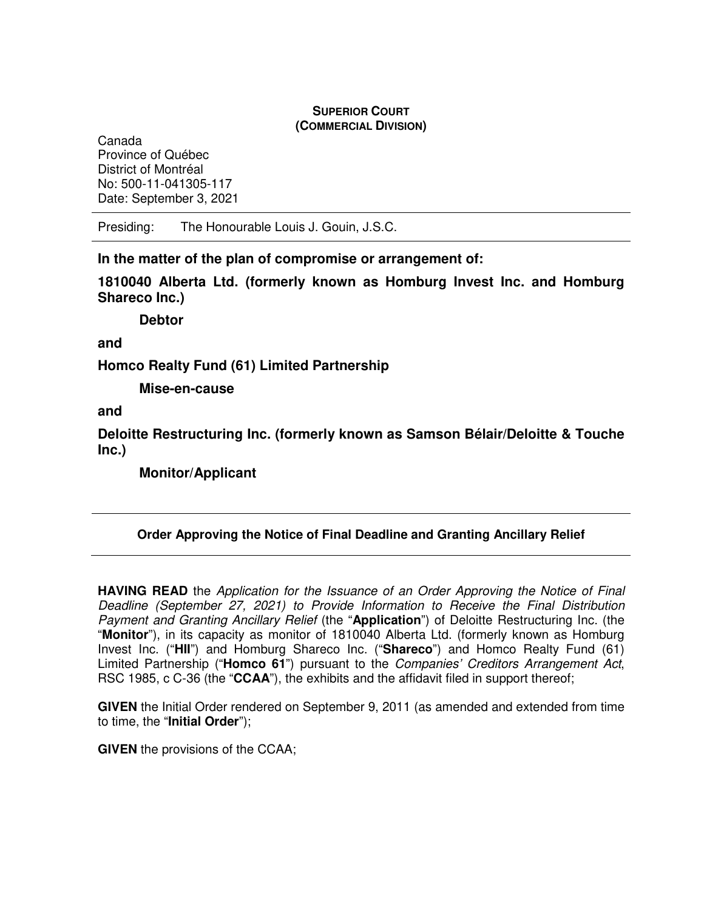**SUPERIOR COURT**
**(COMMERCIAL DIVISION)**

Canada
Province of Québec
District of Montréal
No: 500-11-041305-117
Date: September 3, 2021

---

Presiding: The Honourable Louis J. Gouin, J.S.C.

---

**In the matter of the plan of compromise or arrangement of:**

**1810040 Alberta Ltd. (formerly known as Homburg Invest Inc. and Homburg Shareco Inc.)**

**Debtor**

**and**

**Homco Realty Fund (61) Limited Partnership**

**Mise-en-cause**

**and**

**Deloitte Restructuring Inc. (formerly known as Samson Bélair/Deloitte & Touche Inc.)**

**Monitor/Applicant**

---

**Order Approving the Notice of Final Deadline and Granting Ancillary Relief**

---

**HAVING READ** the *Application for the Issuance of an Order Approving the Notice of Final Deadline (September 27, 2021) to Provide Information to Receive the Final Distribution Payment and Granting Ancillary Relief* (the "**Application**") of Deloitte Restructuring Inc. (the "**Monitor**"), in its capacity as monitor of 1810040 Alberta Ltd. (formerly known as Homburg Invest Inc. ("**HII**") and Homburg Shareco Inc. ("**Shareco**") and Homco Realty Fund (61) Limited Partnership ("**Homco 61**") pursuant to the *Companies' Creditors Arrangement Act*, RSC 1985, c C-36 (the "**CCAA**"), the exhibits and the affidavit filed in support thereof;

**GIVEN** the Initial Order rendered on September 9, 2011 (as amended and extended from time to time, the "**Initial Order**");

**GIVEN** the provisions of the CCAA;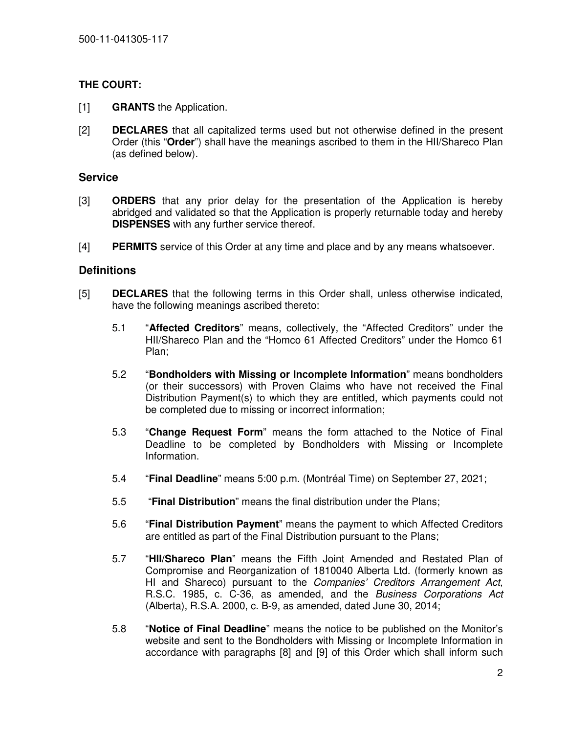**THE COURT:**

[1] **GRANTS** the Application.

[2] **DECLARES** that all capitalized terms used but not otherwise defined in the present Order (this "**Order**") shall have the meanings ascribed to them in the HII/Shareco Plan (as defined below).

## Service

[3] **ORDERS** that any prior delay for the presentation of the Application is hereby abridged and validated so that the Application is properly returnable today and hereby **DISPENSES** with any further service thereof.

[4] **PERMITS** service of this Order at any time and place and by any means whatsoever.

## Definitions

[5] **DECLARES** that the following terms in this Order shall, unless otherwise indicated, have the following meanings ascribed thereto:

5.1 "**Affected Creditors**" means, collectively, the "Affected Creditors" under the HII/Shareco Plan and the "Homco 61 Affected Creditors" under the Homco 61 Plan;

5.2 "**Bondholders with Missing or Incomplete Information**" means bondholders (or their successors) with Proven Claims who have not received the Final Distribution Payment(s) to which they are entitled, which payments could not be completed due to missing or incorrect information;

5.3 "**Change Request Form**" means the form attached to the Notice of Final Deadline to be completed by Bondholders with Missing or Incomplete Information.

5.4 "**Final Deadline**" means 5:00 p.m. (Montréal Time) on September 27, 2021;

5.5 "**Final Distribution**" means the final distribution under the Plans;

5.6 "**Final Distribution Payment**" means the payment to which Affected Creditors are entitled as part of the Final Distribution pursuant to the Plans;

5.7 "**HII/Shareco Plan**" means the Fifth Joint Amended and Restated Plan of Compromise and Reorganization of 1810040 Alberta Ltd. (formerly known as HI and Shareco) pursuant to the *Companies' Creditors Arrangement Act*, R.S.C. 1985, c. C-36, as amended, and the *Business Corporations Act* (Alberta), R.S.A. 2000, c. B-9, as amended, dated June 30, 2014;

5.8 "**Notice of Final Deadline**" means the notice to be published on the Monitor's website and sent to the Bondholders with Missing or Incomplete Information in accordance with paragraphs [8] and [9] of this Order which shall inform such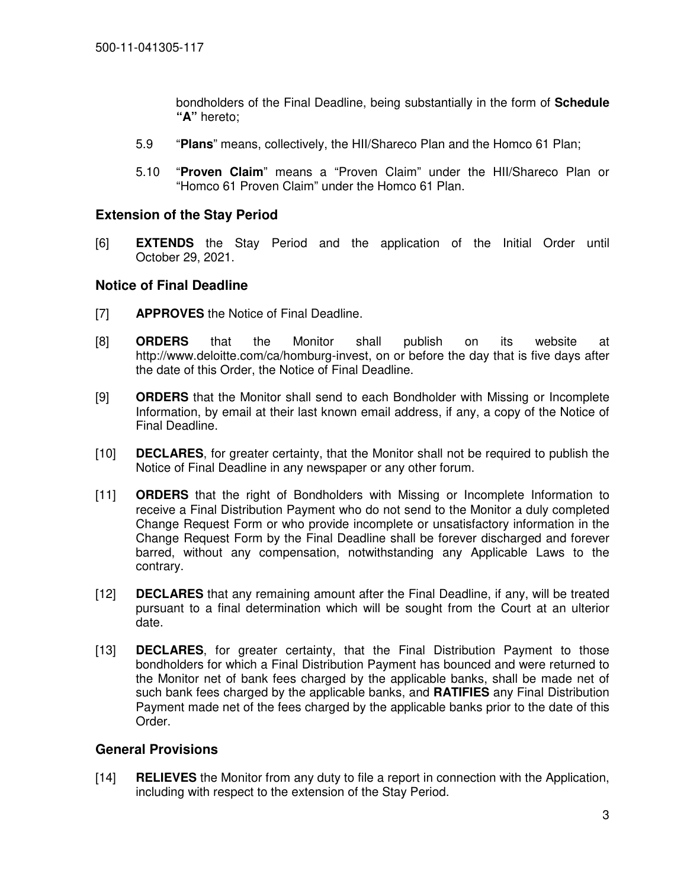bondholders of the Final Deadline, being substantially in the form of **Schedule "A"** hereto;

5.9 "**Plans**" means, collectively, the HII/Shareco Plan and the Homco 61 Plan;

5.10 "**Proven Claim**" means a "Proven Claim" under the HII/Shareco Plan or "Homco 61 Proven Claim" under the Homco 61 Plan.

## Extension of the Stay Period

[6] **EXTENDS** the Stay Period and the application of the Initial Order until October 29, 2021.

## Notice of Final Deadline

[7] **APPROVES** the Notice of Final Deadline.

[8] **ORDERS** that the Monitor shall publish on its website at http://www.deloitte.com/ca/homburg-invest, on or before the day that is five days after the date of this Order, the Notice of Final Deadline.

[9] **ORDERS** that the Monitor shall send to each Bondholder with Missing or Incomplete Information, by email at their last known email address, if any, a copy of the Notice of Final Deadline.

[10] **DECLARES**, for greater certainty, that the Monitor shall not be required to publish the Notice of Final Deadline in any newspaper or any other forum.

[11] **ORDERS** that the right of Bondholders with Missing or Incomplete Information to receive a Final Distribution Payment who do not send to the Monitor a duly completed Change Request Form or who provide incomplete or unsatisfactory information in the Change Request Form by the Final Deadline shall be forever discharged and forever barred, without any compensation, notwithstanding any Applicable Laws to the contrary.

[12] **DECLARES** that any remaining amount after the Final Deadline, if any, will be treated pursuant to a final determination which will be sought from the Court at an ulterior date.

[13] **DECLARES**, for greater certainty, that the Final Distribution Payment to those bondholders for which a Final Distribution Payment has bounced and were returned to the Monitor net of bank fees charged by the applicable banks, shall be made net of such bank fees charged by the applicable banks, and **RATIFIES** any Final Distribution Payment made net of the fees charged by the applicable banks prior to the date of this Order.

## General Provisions

[14] **RELIEVES** the Monitor from any duty to file a report in connection with the Application, including with respect to the extension of the Stay Period.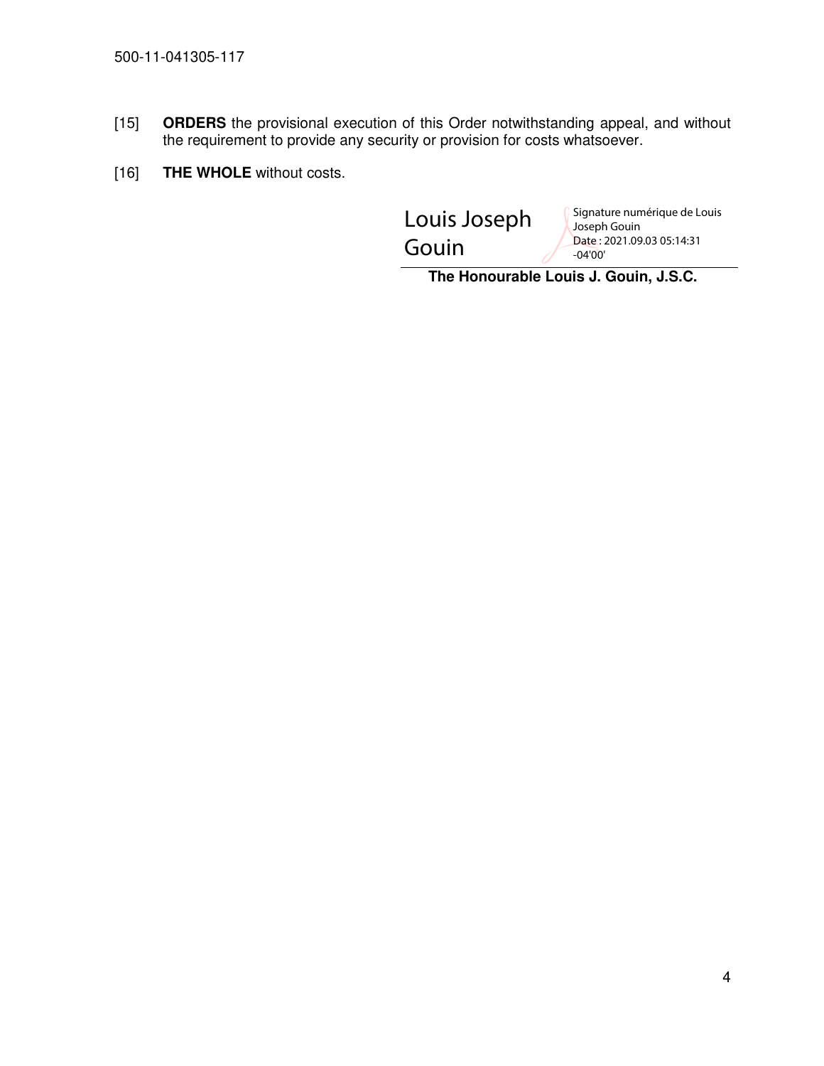[15] **ORDERS** the provisional execution of this Order notwithstanding appeal, and without the requirement to provide any security or provision for costs whatsoever.

[16] **THE WHOLE** without costs.

Louis Joseph Gouin

Signature numérique de Louis Joseph Gouin
Date : 2021.09.03 05:14:31 -04'00'

**The Honourable Louis J. Gouin, J.S.C.**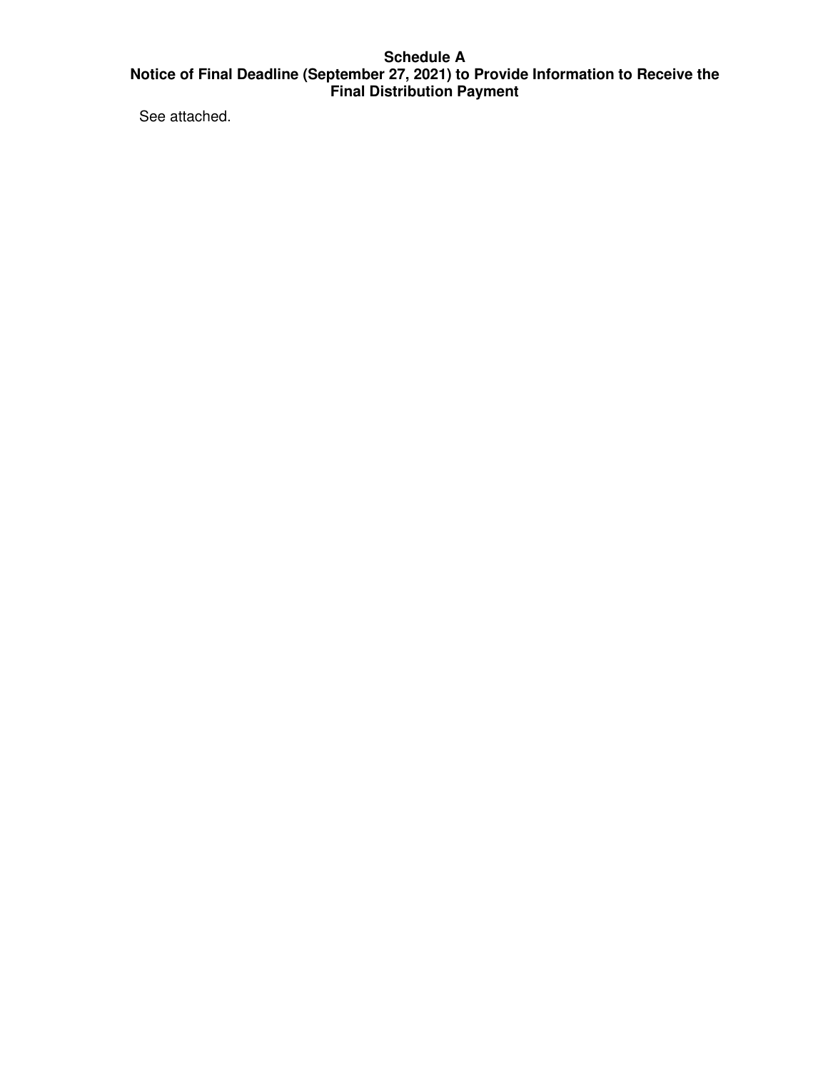# Schedule A
## Notice of Final Deadline (September 27, 2021) to Provide Information to Receive the Final Distribution Payment

See attached.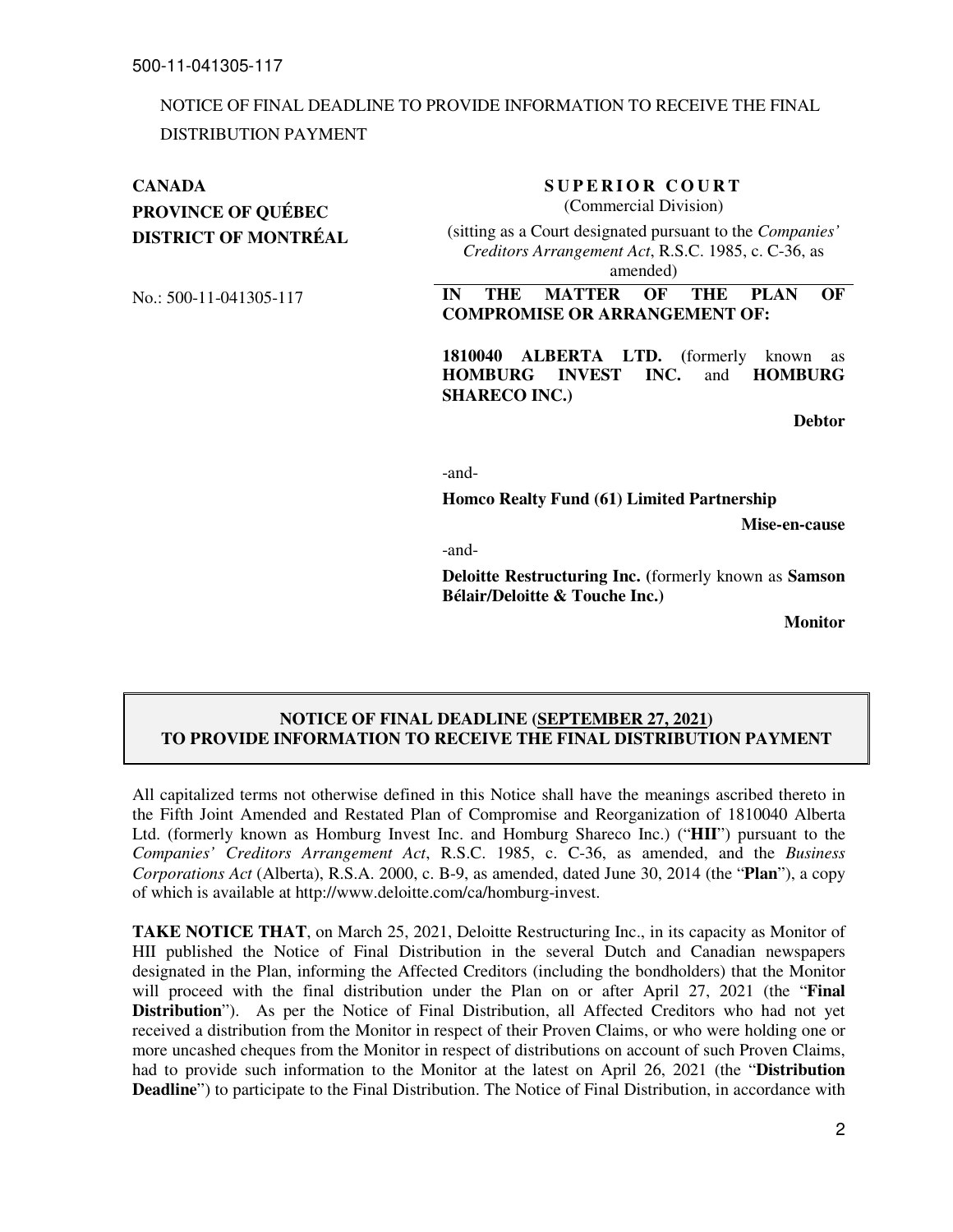NOTICE OF FINAL DEADLINE TO PROVIDE INFORMATION TO RECEIVE THE FINAL DISTRIBUTION PAYMENT

**CANADA**
**PROVINCE OF QUÉBEC**
**DISTRICT OF MONTRÉAL**

No.: 500-11-041305-117

**SUPERIOR COURT**
(Commercial Division)

(sitting as a Court designated pursuant to the *Companies' Creditors Arrangement Act*, R.S.C. 1985, c. C-36, as amended)

**IN THE MATTER OF THE PLAN OF COMPROMISE OR ARRANGEMENT OF:**

**1810040 ALBERTA LTD. (**formerly known as **HOMBURG INVEST INC.** and **HOMBURG SHARECO INC.)**

**Debtor**

-and-

**Homco Realty Fund (61) Limited Partnership**

**Mise-en-cause**

-and-

**Deloitte Restructuring Inc. (**formerly known as **Samson Bélair/Deloitte & Touche Inc.)**

**Monitor**

**NOTICE OF FINAL DEADLINE (SEPTEMBER 27, 2021) TO PROVIDE INFORMATION TO RECEIVE THE FINAL DISTRIBUTION PAYMENT**

All capitalized terms not otherwise defined in this Notice shall have the meanings ascribed thereto in the Fifth Joint Amended and Restated Plan of Compromise and Reorganization of 1810040 Alberta Ltd. (formerly known as Homburg Invest Inc. and Homburg Shareco Inc.) ("**HII**") pursuant to the *Companies' Creditors Arrangement Act*, R.S.C. 1985, c. C-36, as amended, and the *Business Corporations Act* (Alberta), R.S.A. 2000, c. B-9, as amended, dated June 30, 2014 (the "**Plan**"), a copy of which is available at http://www.deloitte.com/ca/homburg-invest.

**TAKE NOTICE THAT**, on March 25, 2021, Deloitte Restructuring Inc., in its capacity as Monitor of HII published the Notice of Final Distribution in the several Dutch and Canadian newspapers designated in the Plan, informing the Affected Creditors (including the bondholders) that the Monitor will proceed with the final distribution under the Plan on or after April 27, 2021 (the "**Final Distribution**"). As per the Notice of Final Distribution, all Affected Creditors who had not yet received a distribution from the Monitor in respect of their Proven Claims, or who were holding one or more uncashed cheques from the Monitor in respect of distributions on account of such Proven Claims, had to provide such information to the Monitor at the latest on April 26, 2021 (the "**Distribution Deadline**") to participate to the Final Distribution. The Notice of Final Distribution, in accordance with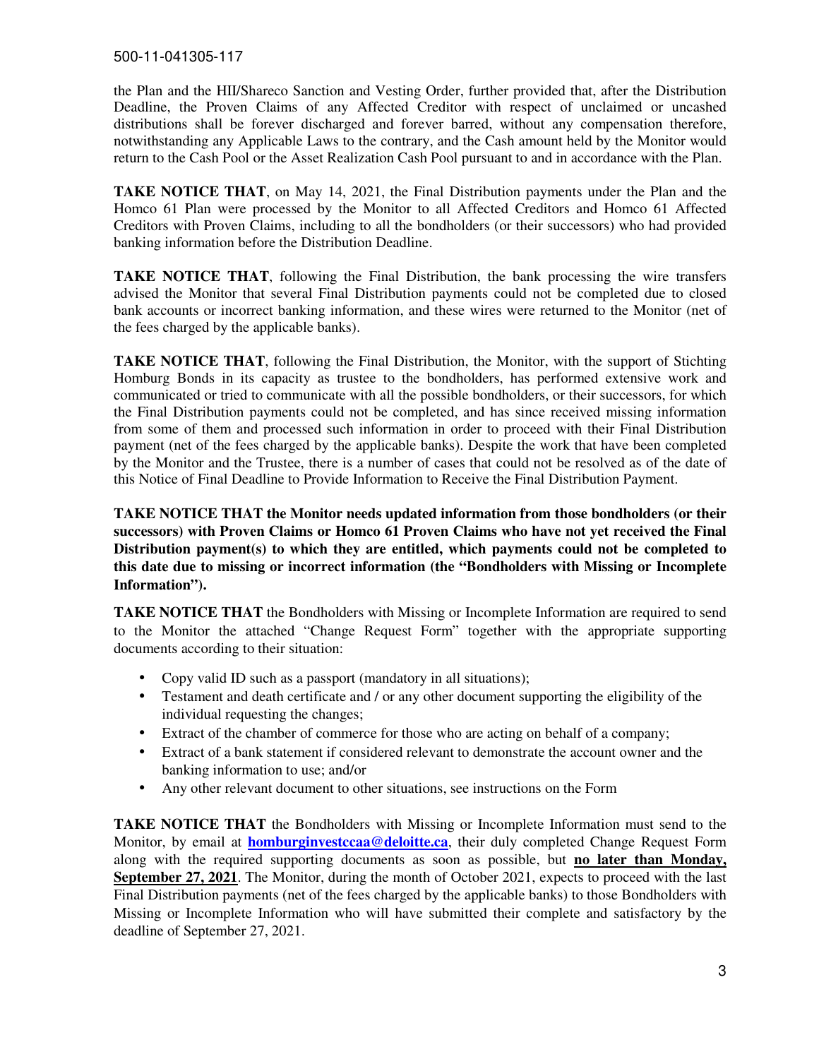the Plan and the HII/Shareco Sanction and Vesting Order, further provided that, after the Distribution Deadline, the Proven Claims of any Affected Creditor with respect of unclaimed or uncashed distributions shall be forever discharged and forever barred, without any compensation therefore, notwithstanding any Applicable Laws to the contrary, and the Cash amount held by the Monitor would return to the Cash Pool or the Asset Realization Cash Pool pursuant to and in accordance with the Plan.

**TAKE NOTICE THAT**, on May 14, 2021, the Final Distribution payments under the Plan and the Homco 61 Plan were processed by the Monitor to all Affected Creditors and Homco 61 Affected Creditors with Proven Claims, including to all the bondholders (or their successors) who had provided banking information before the Distribution Deadline.

**TAKE NOTICE THAT**, following the Final Distribution, the bank processing the wire transfers advised the Monitor that several Final Distribution payments could not be completed due to closed bank accounts or incorrect banking information, and these wires were returned to the Monitor (net of the fees charged by the applicable banks).

**TAKE NOTICE THAT**, following the Final Distribution, the Monitor, with the support of Stichting Homburg Bonds in its capacity as trustee to the bondholders, has performed extensive work and communicated or tried to communicate with all the possible bondholders, or their successors, for which the Final Distribution payments could not be completed, and has since received missing information from some of them and processed such information in order to proceed with their Final Distribution payment (net of the fees charged by the applicable banks). Despite the work that have been completed by the Monitor and the Trustee, there is a number of cases that could not be resolved as of the date of this Notice of Final Deadline to Provide Information to Receive the Final Distribution Payment.

**TAKE NOTICE THAT the Monitor needs updated information from those bondholders (or their successors) with Proven Claims or Homco 61 Proven Claims who have not yet received the Final Distribution payment(s) to which they are entitled, which payments could not be completed to this date due to missing or incorrect information (the "Bondholders with Missing or Incomplete Information").**

**TAKE NOTICE THAT** the Bondholders with Missing or Incomplete Information are required to send to the Monitor the attached "Change Request Form" together with the appropriate supporting documents according to their situation:

- Copy valid ID such as a passport (mandatory in all situations);
- Testament and death certificate and / or any other document supporting the eligibility of the individual requesting the changes;
- Extract of the chamber of commerce for those who are acting on behalf of a company;
- Extract of a bank statement if considered relevant to demonstrate the account owner and the banking information to use; and/or
- Any other relevant document to other situations, see instructions on the Form

**TAKE NOTICE THAT** the Bondholders with Missing or Incomplete Information must send to the Monitor, by email at **homburginvestccaa@deloitte.ca**, their duly completed Change Request Form along with the required supporting documents as soon as possible, but **no later than Monday, September 27, 2021**. The Monitor, during the month of October 2021, expects to proceed with the last Final Distribution payments (net of the fees charged by the applicable banks) to those Bondholders with Missing or Incomplete Information who will have submitted their complete and satisfactory by the deadline of September 27, 2021.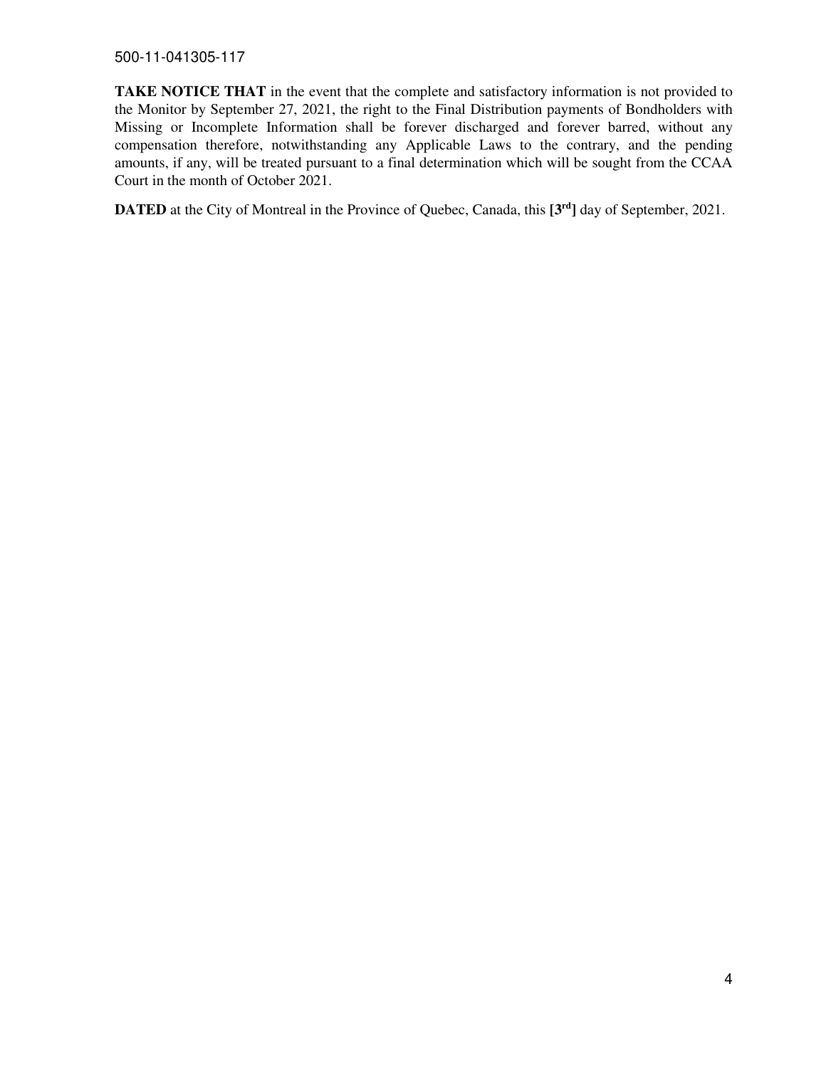**TAKE NOTICE THAT** in the event that the complete and satisfactory information is not provided to the Monitor by September 27, 2021, the right to the Final Distribution payments of Bondholders with Missing or Incomplete Information shall be forever discharged and forever barred, without any compensation therefore, notwithstanding any Applicable Laws to the contrary, and the pending amounts, if any, will be treated pursuant to a final determination which will be sought from the CCAA Court in the month of October 2021.

**DATED** at the City of Montreal in the Province of Quebec, Canada, this **[3rd]** day of September, 2021.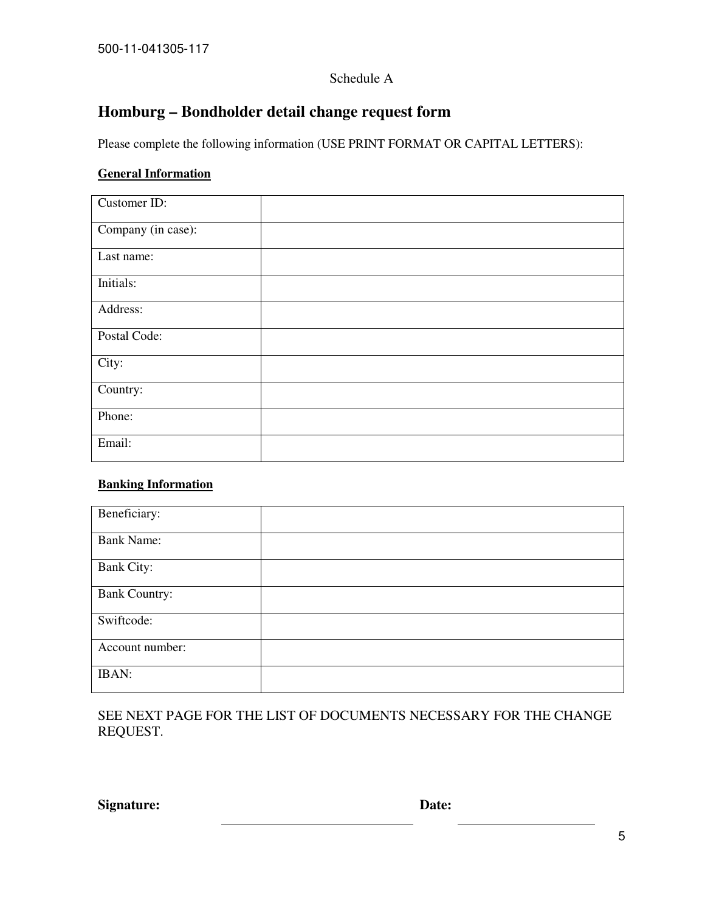Schedule A

# Homburg – Bondholder detail change request form

Please complete the following information (USE PRINT FORMAT OR CAPITAL LETTERS):

**General Information**

| | |
|---|---|
| Customer ID: | |
| Company (in case): | |
| Last name: | |
| Initials: | |
| Address: | |
| Postal Code: | |
| City: | |
| Country: | |
| Phone: | |
| Email: | |

**Banking Information**

| | |
|---|---|
| Beneficiary: | |
| Bank Name: | |
| Bank City: | |
| Bank Country: | |
| Swiftcode: | |
| Account number: | |
| IBAN: | |

SEE NEXT PAGE FOR THE LIST OF DOCUMENTS NECESSARY FOR THE CHANGE REQUEST.

**Signature:** \_\_\_\_\_\_\_\_\_\_\_\_\_\_\_\_\_\_\_\_\_\_\_\_\_\_\_\_ **Date:** \_\_\_\_\_\_\_\_\_\_\_\_\_\_\_\_\_\_\_\_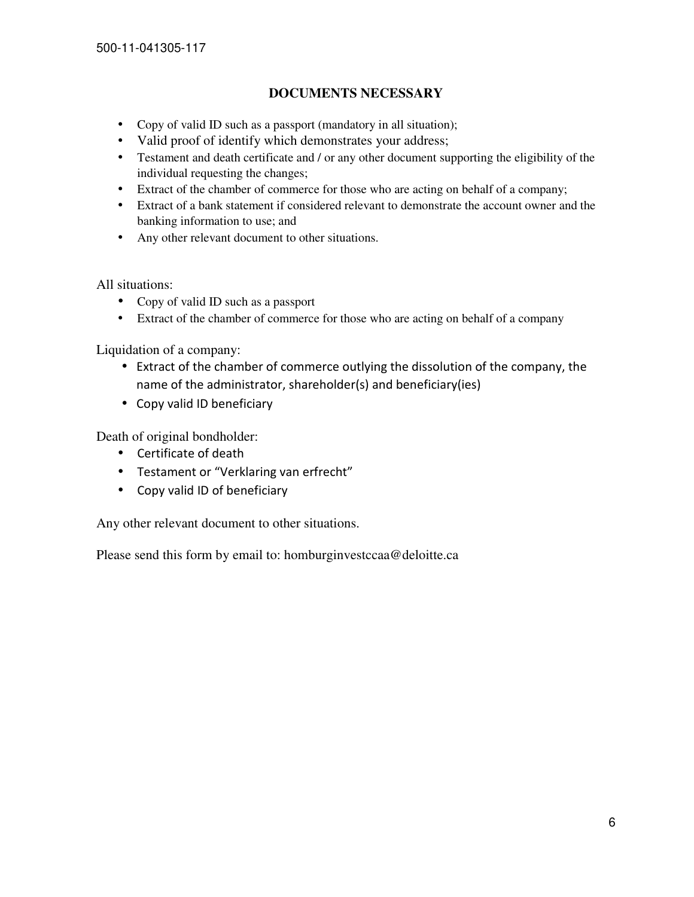## DOCUMENTS NECESSARY

- Copy of valid ID such as a passport (mandatory in all situation);
- Valid proof of identify which demonstrates your address;
- Testament and death certificate and / or any other document supporting the eligibility of the individual requesting the changes;
- Extract of the chamber of commerce for those who are acting on behalf of a company;
- Extract of a bank statement if considered relevant to demonstrate the account owner and the banking information to use; and
- Any other relevant document to other situations.

All situations:

- Copy of valid ID such as a passport
- Extract of the chamber of commerce for those who are acting on behalf of a company

Liquidation of a company:

- Extract of the chamber of commerce outlying the dissolution of the company, the name of the administrator, shareholder(s) and beneficiary(ies)
- Copy valid ID beneficiary

Death of original bondholder:

- Certificate of death
- Testament or "Verklaring van erfrecht"
- Copy valid ID of beneficiary

Any other relevant document to other situations.

Please send this form by email to: homburginvestccaa@deloitte.ca